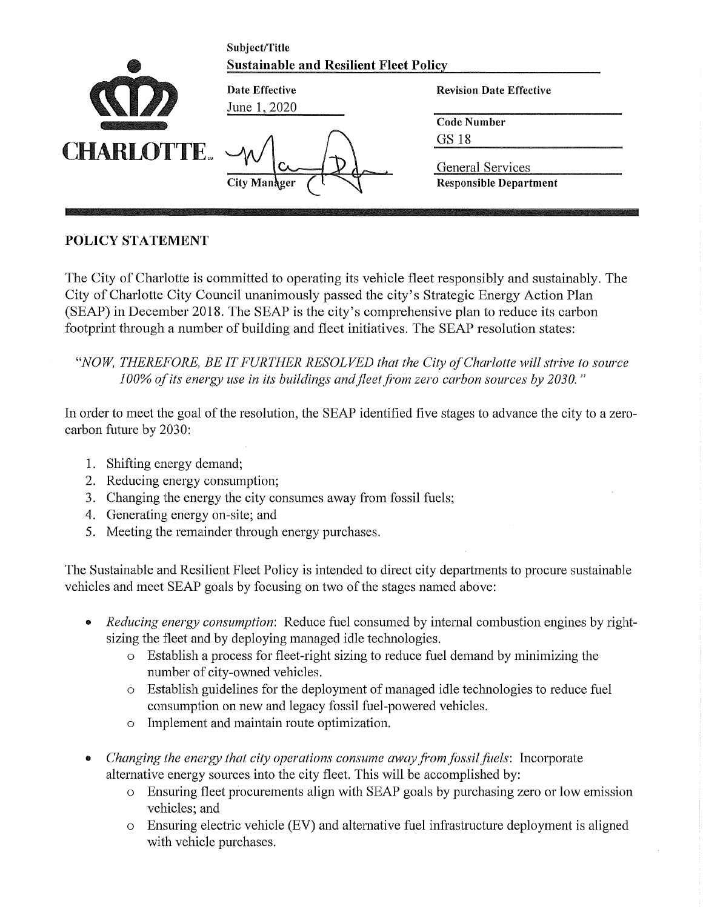**CHARLOTTE.**

| Subject/Title | |
|---|---|
| **Sustainable and Resilient Fleet Policy** | |
| **Date Effective** | **Revision Date Effective** |
| June 1, 2020 | |
| | **Code Number** |
| | GS 18 |
| City Manager | General Services |
| | **Responsible Department** |

## POLICY STATEMENT

The City of Charlotte is committed to operating its vehicle fleet responsibly and sustainably. The City of Charlotte City Council unanimously passed the city's Strategic Energy Action Plan (SEAP) in December 2018. The SEAP is the city's comprehensive plan to reduce its carbon footprint through a number of building and fleet initiatives. The SEAP resolution states:

> *"NOW, THEREFORE, BE IT FURTHER RESOLVED that the City of Charlotte will strive to source 100% of its energy use in its buildings and fleet from zero carbon sources by 2030."*

In order to meet the goal of the resolution, the SEAP identified five stages to advance the city to a zero-carbon future by 2030:

1. Shifting energy demand;
2. Reducing energy consumption;
3. Changing the energy the city consumes away from fossil fuels;
4. Generating energy on-site; and
5. Meeting the remainder through energy purchases.

The Sustainable and Resilient Fleet Policy is intended to direct city departments to procure sustainable vehicles and meet SEAP goals by focusing on two of the stages named above:

- *Reducing energy consumption*: Reduce fuel consumed by internal combustion engines by right-sizing the fleet and by deploying managed idle technologies.
  - Establish a process for fleet-right sizing to reduce fuel demand by minimizing the number of city-owned vehicles.
  - Establish guidelines for the deployment of managed idle technologies to reduce fuel consumption on new and legacy fossil fuel-powered vehicles.
  - Implement and maintain route optimization.
- *Changing the energy that city operations consume away from fossil fuels*: Incorporate alternative energy sources into the city fleet. This will be accomplished by:
  - Ensuring fleet procurements align with SEAP goals by purchasing zero or low emission vehicles; and
  - Ensuring electric vehicle (EV) and alternative fuel infrastructure deployment is aligned with vehicle purchases.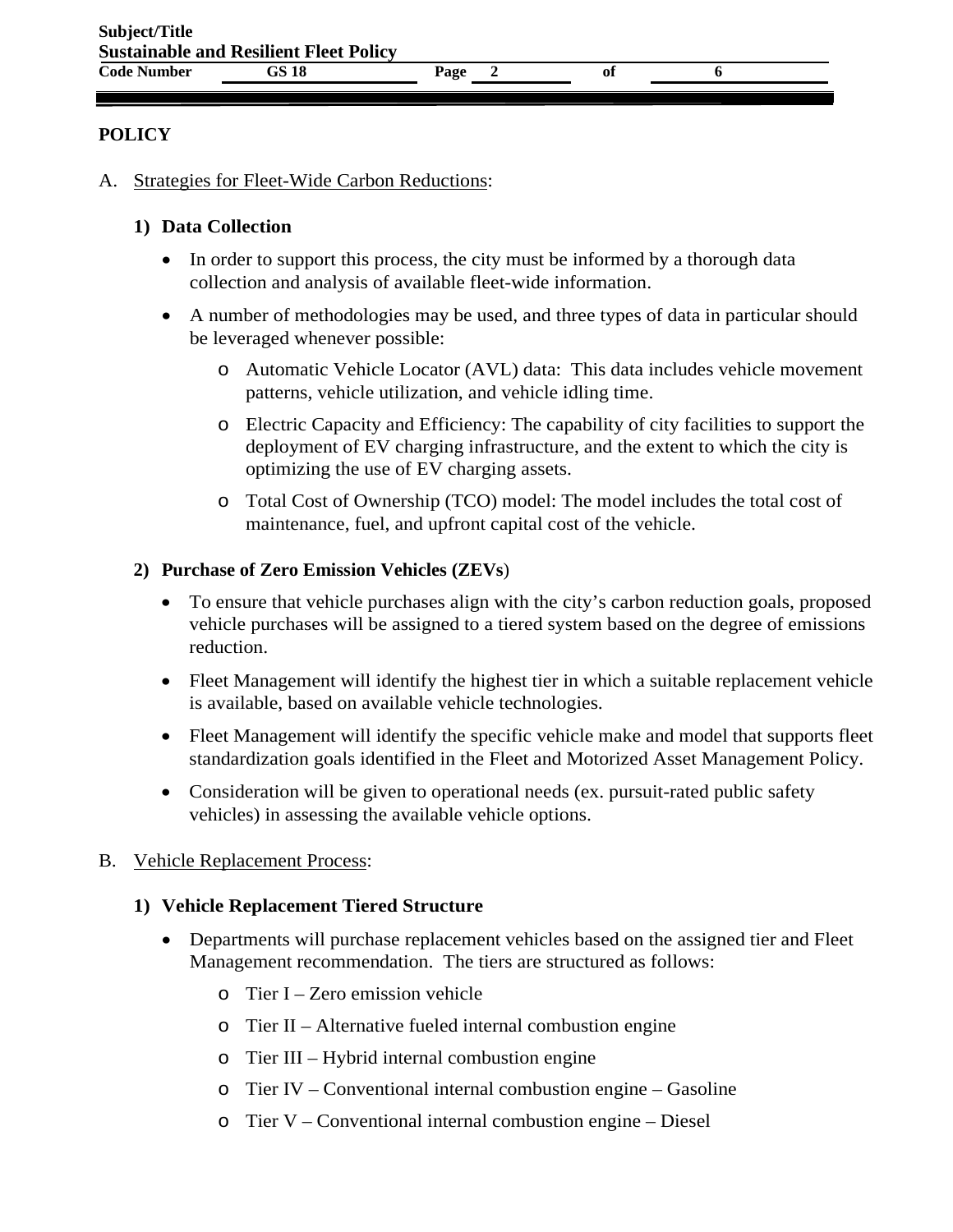## POLICY

A. Strategies for Fleet-Wide Carbon Reductions:

### 1) Data Collection

- In order to support this process, the city must be informed by a thorough data collection and analysis of available fleet-wide information.
- A number of methodologies may be used, and three types of data in particular should be leveraged whenever possible:
  - Automatic Vehicle Locator (AVL) data: This data includes vehicle movement patterns, vehicle utilization, and vehicle idling time.
  - Electric Capacity and Efficiency: The capability of city facilities to support the deployment of EV charging infrastructure, and the extent to which the city is optimizing the use of EV charging assets.
  - Total Cost of Ownership (TCO) model: The model includes the total cost of maintenance, fuel, and upfront capital cost of the vehicle.

### 2) Purchase of Zero Emission Vehicles (ZEVs)

- To ensure that vehicle purchases align with the city's carbon reduction goals, proposed vehicle purchases will be assigned to a tiered system based on the degree of emissions reduction.
- Fleet Management will identify the highest tier in which a suitable replacement vehicle is available, based on available vehicle technologies.
- Fleet Management will identify the specific vehicle make and model that supports fleet standardization goals identified in the Fleet and Motorized Asset Management Policy.
- Consideration will be given to operational needs (ex. pursuit-rated public safety vehicles) in assessing the available vehicle options.

B. Vehicle Replacement Process:

### 1) Vehicle Replacement Tiered Structure

- Departments will purchase replacement vehicles based on the assigned tier and Fleet Management recommendation. The tiers are structured as follows:
  - Tier I – Zero emission vehicle
  - Tier II – Alternative fueled internal combustion engine
  - Tier III – Hybrid internal combustion engine
  - Tier IV – Conventional internal combustion engine – Gasoline
  - Tier V – Conventional internal combustion engine – Diesel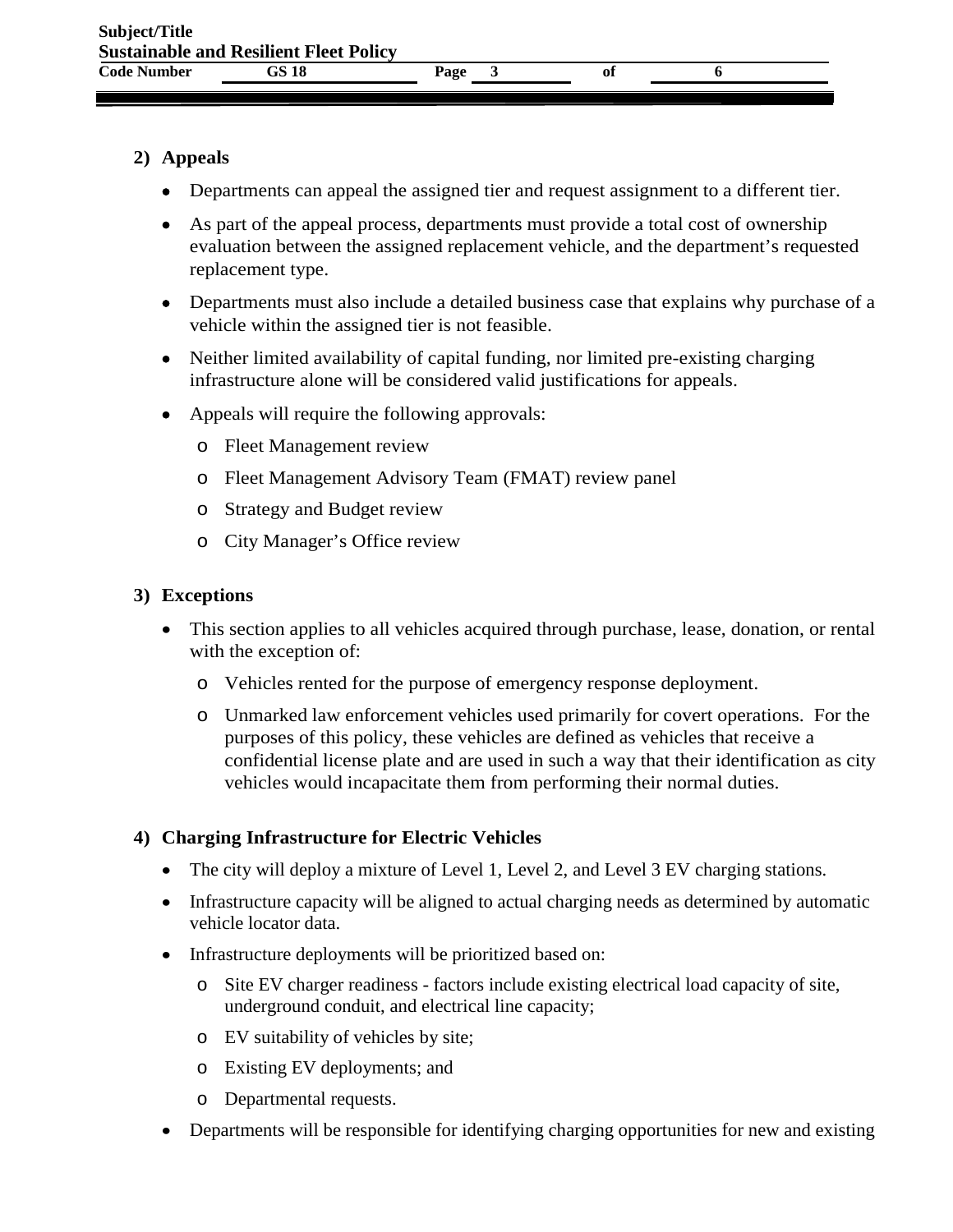## 2) Appeals

- Departments can appeal the assigned tier and request assignment to a different tier.
- As part of the appeal process, departments must provide a total cost of ownership evaluation between the assigned replacement vehicle, and the department's requested replacement type.
- Departments must also include a detailed business case that explains why purchase of a vehicle within the assigned tier is not feasible.
- Neither limited availability of capital funding, nor limited pre-existing charging infrastructure alone will be considered valid justifications for appeals.
- Appeals will require the following approvals:
  - Fleet Management review
  - Fleet Management Advisory Team (FMAT) review panel
  - Strategy and Budget review
  - City Manager's Office review

## 3) Exceptions

- This section applies to all vehicles acquired through purchase, lease, donation, or rental with the exception of:
  - Vehicles rented for the purpose of emergency response deployment.
  - Unmarked law enforcement vehicles used primarily for covert operations. For the purposes of this policy, these vehicles are defined as vehicles that receive a confidential license plate and are used in such a way that their identification as city vehicles would incapacitate them from performing their normal duties.

## 4) Charging Infrastructure for Electric Vehicles

- The city will deploy a mixture of Level 1, Level 2, and Level 3 EV charging stations.
- Infrastructure capacity will be aligned to actual charging needs as determined by automatic vehicle locator data.
- Infrastructure deployments will be prioritized based on:
  - Site EV charger readiness - factors include existing electrical load capacity of site, underground conduit, and electrical line capacity;
  - EV suitability of vehicles by site;
  - Existing EV deployments; and
  - Departmental requests.
- Departments will be responsible for identifying charging opportunities for new and existing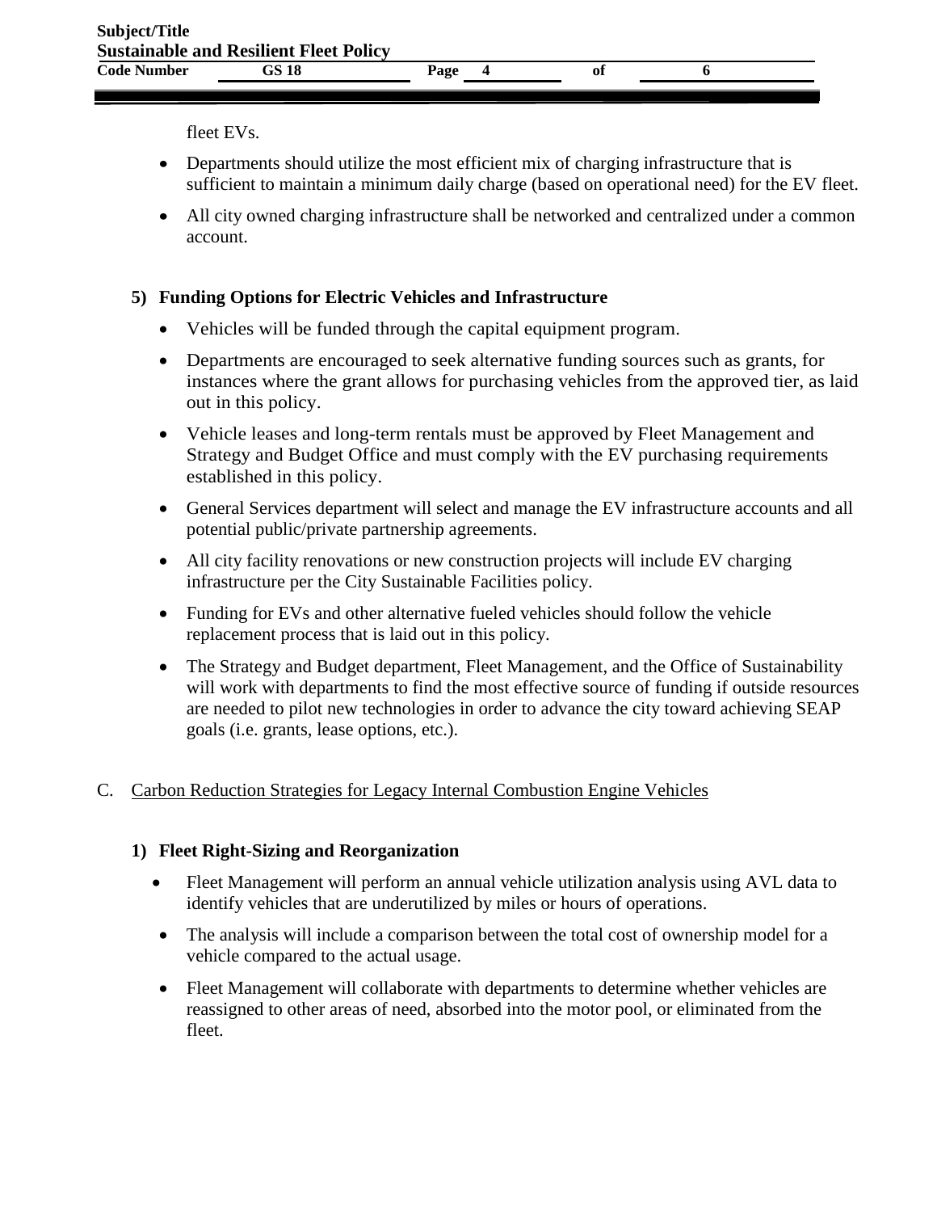fleet EVs.

- Departments should utilize the most efficient mix of charging infrastructure that is sufficient to maintain a minimum daily charge (based on operational need) for the EV fleet.
- All city owned charging infrastructure shall be networked and centralized under a common account.

### 5) Funding Options for Electric Vehicles and Infrastructure

- Vehicles will be funded through the capital equipment program.
- Departments are encouraged to seek alternative funding sources such as grants, for instances where the grant allows for purchasing vehicles from the approved tier, as laid out in this policy.
- Vehicle leases and long-term rentals must be approved by Fleet Management and Strategy and Budget Office and must comply with the EV purchasing requirements established in this policy.
- General Services department will select and manage the EV infrastructure accounts and all potential public/private partnership agreements.
- All city facility renovations or new construction projects will include EV charging infrastructure per the City Sustainable Facilities policy.
- Funding for EVs and other alternative fueled vehicles should follow the vehicle replacement process that is laid out in this policy.
- The Strategy and Budget department, Fleet Management, and the Office of Sustainability will work with departments to find the most effective source of funding if outside resources are needed to pilot new technologies in order to advance the city toward achieving SEAP goals (i.e. grants, lease options, etc.).

## C. Carbon Reduction Strategies for Legacy Internal Combustion Engine Vehicles

### 1) Fleet Right-Sizing and Reorganization

- Fleet Management will perform an annual vehicle utilization analysis using AVL data to identify vehicles that are underutilized by miles or hours of operations.
- The analysis will include a comparison between the total cost of ownership model for a vehicle compared to the actual usage.
- Fleet Management will collaborate with departments to determine whether vehicles are reassigned to other areas of need, absorbed into the motor pool, or eliminated from the fleet.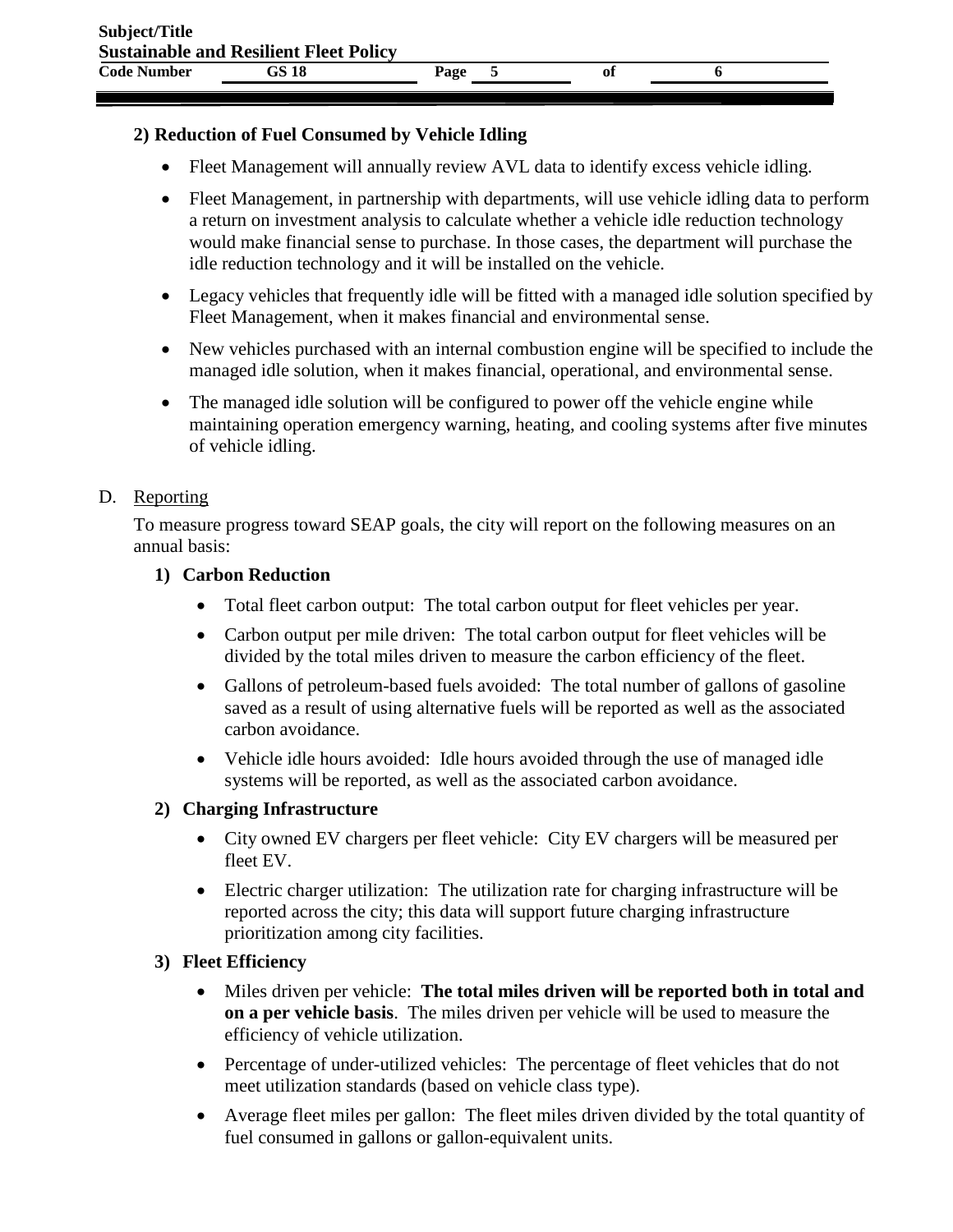**2) Reduction of Fuel Consumed by Vehicle Idling**

- Fleet Management will annually review AVL data to identify excess vehicle idling.
- Fleet Management, in partnership with departments, will use vehicle idling data to perform a return on investment analysis to calculate whether a vehicle idle reduction technology would make financial sense to purchase. In those cases, the department will purchase the idle reduction technology and it will be installed on the vehicle.
- Legacy vehicles that frequently idle will be fitted with a managed idle solution specified by Fleet Management, when it makes financial and environmental sense.
- New vehicles purchased with an internal combustion engine will be specified to include the managed idle solution, when it makes financial, operational, and environmental sense.
- The managed idle solution will be configured to power off the vehicle engine while maintaining operation emergency warning, heating, and cooling systems after five minutes of vehicle idling.

D. Reporting

To measure progress toward SEAP goals, the city will report on the following measures on an annual basis:

**1) Carbon Reduction**

- Total fleet carbon output: The total carbon output for fleet vehicles per year.
- Carbon output per mile driven: The total carbon output for fleet vehicles will be divided by the total miles driven to measure the carbon efficiency of the fleet.
- Gallons of petroleum-based fuels avoided: The total number of gallons of gasoline saved as a result of using alternative fuels will be reported as well as the associated carbon avoidance.
- Vehicle idle hours avoided: Idle hours avoided through the use of managed idle systems will be reported, as well as the associated carbon avoidance.

**2) Charging Infrastructure**

- City owned EV chargers per fleet vehicle: City EV chargers will be measured per fleet EV.
- Electric charger utilization: The utilization rate for charging infrastructure will be reported across the city; this data will support future charging infrastructure prioritization among city facilities.

**3) Fleet Efficiency**

- Miles driven per vehicle: **The total miles driven will be reported both in total and on a per vehicle basis**. The miles driven per vehicle will be used to measure the efficiency of vehicle utilization.
- Percentage of under-utilized vehicles: The percentage of fleet vehicles that do not meet utilization standards (based on vehicle class type).
- Average fleet miles per gallon: The fleet miles driven divided by the total quantity of fuel consumed in gallons or gallon-equivalent units.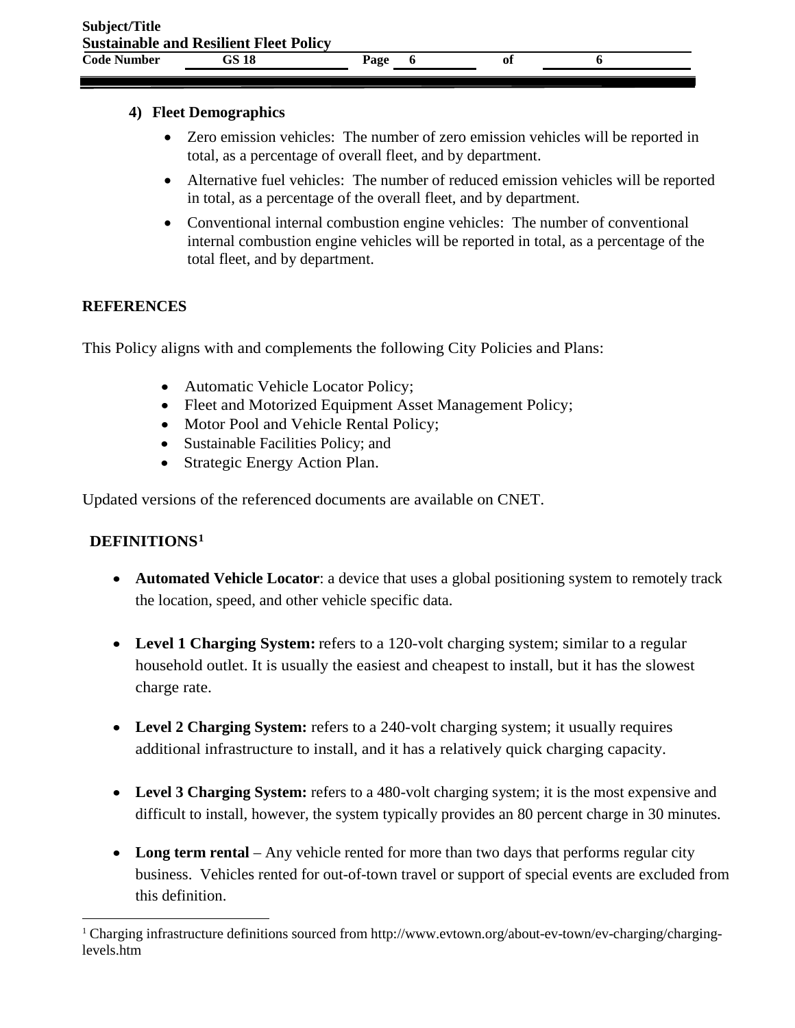### 4) Fleet Demographics

- Zero emission vehicles: The number of zero emission vehicles will be reported in total, as a percentage of overall fleet, and by department.
- Alternative fuel vehicles: The number of reduced emission vehicles will be reported in total, as a percentage of the overall fleet, and by department.
- Conventional internal combustion engine vehicles: The number of conventional internal combustion engine vehicles will be reported in total, as a percentage of the total fleet, and by department.

## REFERENCES

This Policy aligns with and complements the following City Policies and Plans:

- Automatic Vehicle Locator Policy;
- Fleet and Motorized Equipment Asset Management Policy;
- Motor Pool and Vehicle Rental Policy;
- Sustainable Facilities Policy; and
- Strategic Energy Action Plan.

Updated versions of the referenced documents are available on CNET.

## DEFINITIONS[1]

- **Automated Vehicle Locator**: a device that uses a global positioning system to remotely track the location, speed, and other vehicle specific data.
- **Level 1 Charging System:** refers to a 120-volt charging system; similar to a regular household outlet. It is usually the easiest and cheapest to install, but it has the slowest charge rate.
- **Level 2 Charging System:** refers to a 240-volt charging system; it usually requires additional infrastructure to install, and it has a relatively quick charging capacity.
- **Level 3 Charging System:** refers to a 480-volt charging system; it is the most expensive and difficult to install, however, the system typically provides an 80 percent charge in 30 minutes.
- **Long term rental** – Any vehicle rented for more than two days that performs regular city business. Vehicles rented for out-of-town travel or support of special events are excluded from this definition.

[1] Charging infrastructure definitions sourced from http://www.evtown.org/about-ev-town/ev-charging/charging-levels.htm